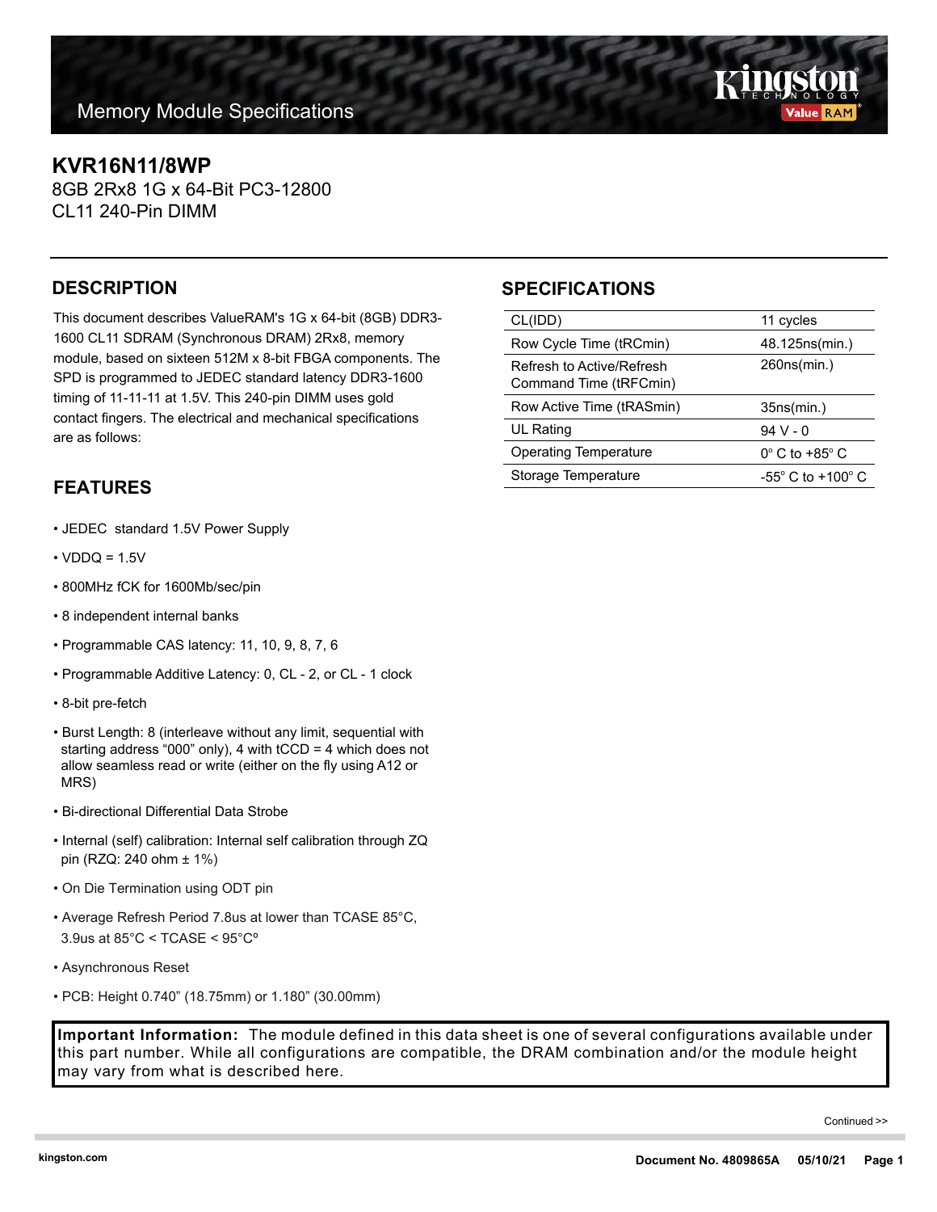Memory Module Specifications

# KVR16N11/8WP

8GB 2Rx8 1G x 64-Bit PC3-12800
CL11 240-Pin DIMM

## DESCRIPTION

This document describes ValueRAM's 1G x 64-bit (8GB) DDR3-1600 CL11 SDRAM (Synchronous DRAM) 2Rx8, memory module, based on sixteen 512M x 8-bit FBGA components. The SPD is programmed to JEDEC standard latency DDR3-1600 timing of 11-11-11 at 1.5V. This 240-pin DIMM uses gold contact fingers. The electrical and mechanical specifications are as follows:

## SPECIFICATIONS

| | |
|---|---|
| CL(IDD) | 11 cycles |
| Row Cycle Time (tRCmin) | 48.125ns(min.) |
| Refresh to Active/Refresh Command Time (tRFCmin) | 260ns(min.) |
| Row Active Time (tRASmin) | 35ns(min.) |
| UL Rating | 94 V - 0 |
| Operating Temperature | 0° C to +85° C |
| Storage Temperature | -55° C to +100° C |

## FEATURES

- JEDEC standard 1.5V Power Supply
- VDDQ = 1.5V
- 800MHz fCK for 1600Mb/sec/pin
- 8 independent internal banks
- Programmable CAS latency: 11, 10, 9, 8, 7, 6
- Programmable Additive Latency: 0, CL - 2, or CL - 1 clock
- 8-bit pre-fetch
- Burst Length: 8 (interleave without any limit, sequential with starting address "000" only), 4 with tCCD = 4 which does not allow seamless read or write (either on the fly using A12 or MRS)
- Bi-directional Differential Data Strobe
- Internal (self) calibration: Internal self calibration through ZQ pin (RZQ: 240 ohm ± 1%)
- On Die Termination using ODT pin
- Average Refresh Period 7.8us at lower than TCASE 85°C, 3.9us at 85°C < TCASE < 95°Cº
- Asynchronous Reset
- PCB: Height 0.740" (18.75mm) or 1.180" (30.00mm)

**Important Information:** The module defined in this data sheet is one of several configurations available under this part number. While all configurations are compatible, the DRAM combination and/or the module height may vary from what is described here.

Continued >>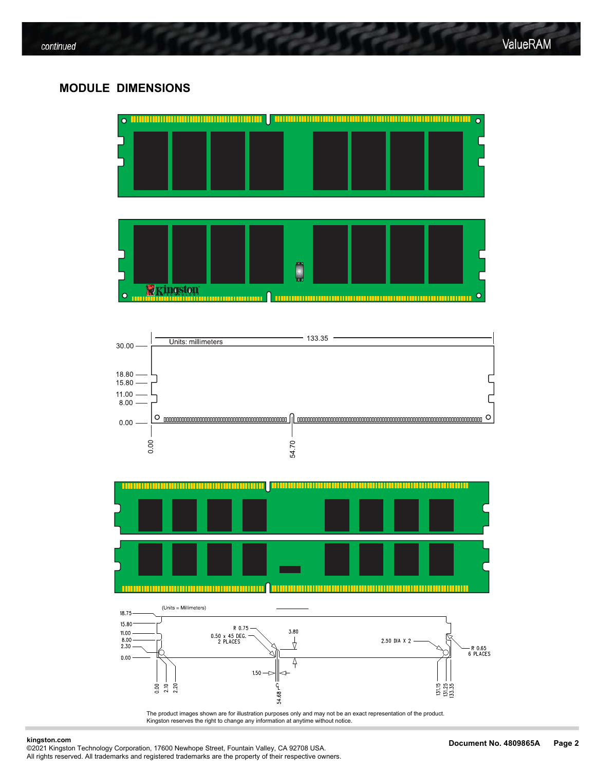## MODULE DIMENSIONS

Units: millimeters

133.35

30.00
18.80
15.80
11.00
8.00
0.00

0.00
54.70

(Units = Millimeters)

18.75
15.80
11.00
8.00
2.30
0.00

R 0.75
0.50 x 45 DEG.
2 PLACES
3.80
2.50 DIA X 2
R 0.65
6 PLACES
1.50

0.00
2.10
2.20
54.68
131.15
131.25
133.35

The product images shown are for illustration purposes only and may not be an exact representation of the product.
Kingston reserves the right to change any information at anytime without notice.